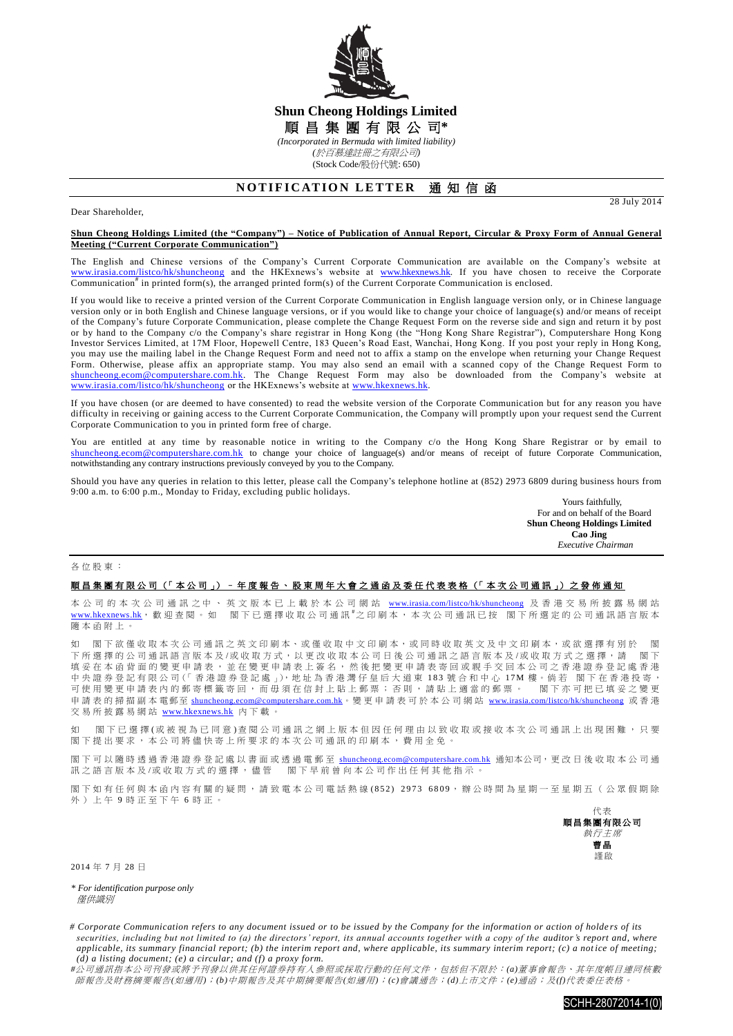**Shun Cheong Holdings Limited**

**順 昌 集 團 有 限 公 司***

*(Incorporated in Bermuda with limited liability)*

*(於百慕達註冊之有限公司)*

(Stock Code/股份代號: 650)

# NOTIFICATION LETTER 通知信函

28 July 2014

Dear Shareholder,

**Shun Cheong Holdings Limited (the "Company") – Notice of Publication of Annual Report, Circular & Proxy Form of Annual General Meeting ("Current Corporate Communication")**

The English and Chinese versions of the Company's Current Corporate Communication are available on the Company's website at www.irasia.com/listco/hk/shuncheong and the HKExnews's website at www.hkexnews.hk. If you have chosen to receive the Corporate Communication# in printed form(s), the arranged printed form(s) of the Current Corporate Communication is enclosed.

If you would like to receive a printed version of the Current Corporate Communication in English language version only, or in Chinese language version only or in both English and Chinese language versions, or if you would like to change your choice of language(s) and/or means of receipt of the Company's future Corporate Communication, please complete the Change Request Form on the reverse side and sign and return it by post or by hand to the Company c/o the Company's share registrar in Hong Kong (the "Hong Kong Share Registrar"), Computershare Hong Kong Investor Services Limited, at 17M Floor, Hopewell Centre, 183 Queen's Road East, Wanchai, Hong Kong. If you post your reply in Hong Kong, you may use the mailing label in the Change Request Form and need not to affix a stamp on the envelope when returning your Change Request Form. Otherwise, please affix an appropriate stamp. You may also send an email with a scanned copy of the Change Request Form to shuncheong.ecom@computershare.com.hk. The Change Request Form may also be downloaded from the Company's website at www.irasia.com/listco/hk/shuncheong or the HKExnews's website at www.hkexnews.hk.

If you have chosen (or are deemed to have consented) to read the website version of the Corporate Communication but for any reason you have difficulty in receiving or gaining access to the Current Corporate Communication, the Company will promptly upon your request send the Current Corporate Communication to you in printed form free of charge.

You are entitled at any time by reasonable notice in writing to the Company c/o the Hong Kong Share Registrar or by email to shuncheong.ecom@computershare.com.hk to change your choice of language(s) and/or means of receipt of future Corporate Communication, notwithstanding any contrary instructions previously conveyed by you to the Company.

Should you have any queries in relation to this letter, please call the Company's telephone hotline at (852) 2973 6809 during business hours from 9:00 a.m. to 6:00 p.m., Monday to Friday, excluding public holidays.

Yours faithfully,
For and on behalf of the Board
**Shun Cheong Holdings Limited**
**Cao Jing**
*Executive Chairman*

---

各位股東：

**順昌集團有限公司（「本公司」）－年度報告、股東周年大會之通函及委任代表表格（「本次公司通訊」）之發佈通知**

本公司的本次公司通訊之中、英文版本已上載於本公司網站 www.irasia.com/listco/hk/shuncheong 及香港交易所披露易網站 www.hkexnews.hk，歡迎查閱。如 閣下已選擇收取公司通訊#之印刷本，本次公司通訊已按 閣下所選定的公司通訊語言版本隨本函附上。

如 閣下欲僅收取本次公司通訊之英文印刷本、或僅收取中文印刷本，或同時收取英文及中文印刷本，或欲選擇有別於 閣下所選擇的公司通訊語言版本及/或收取方式，以更改收取本公司日後公司通訊之語言版本及/或收取方式之選擇，請 閣下填妥在本函背面的變更申請表，並在變更申請表上簽名，然後把變更申請表寄回或親手交回本公司之香港證券登記處香港中央證券登記有限公司（「香港證券登記處」），地址為香港灣仔皇后大道東 183 號合和中心 17M 樓。倘若 閣下在香港投寄，可使用變更申請表內的郵寄標籤寄回，而毋須在信封上貼上郵票；否則，請貼上適當的郵票。 閣下亦可把已填妥之變更申請表的掃描副本電郵至 shuncheong.ecom@computershare.com.hk。變更申請表可於本公司網站 www.irasia.com/listco/hk/shuncheong 或香港交易所披露易網站 www.hkexnews.hk 內下載。

如 閣下已選擇(或被視為已同意)查閱公司通訊之網上版本但因任何理由以致收取或接收本次公司通訊上出現困難，只要 閣下提出要求，本公司將盡快寄上所要求的本次公司通訊的印刷本，費用全免。

閣下可以隨時透過香港證券登記處以書面或透過電郵至 shuncheong.ecom@computershare.com.hk 通知本公司，更改日後收取本公司通訊之語言版本及/或收取方式的選擇，儘管 閣下早前曾向本公司作出任何其他指示。

閣下如有任何與本函內容有關的疑問，請致電本公司電話熱線(852) 2973 6809，辦公時間為星期一至星期五（公眾假期除外）上午 9 時正至下午 6 時正。

代表
**順昌集團有限公司**
*執行主席*
**曹晶**
謹啟

2014 年 7 月 28 日

*\* For identification purpose only*
*僅供識別*

*# Corporate Communication refers to any document issued or to be issued by the Company for the information or action of holders of its securities, including but not limited to (a) the directors' report, its annual accounts together with a copy of the auditor's report and, where applicable, its summary financial report; (b) the interim report and, where applicable, its summary interim report; (c) a notice of meeting; (d) a listing document; (e) a circular; and (f) a proxy form.*

*#公司通訊指本公司刊發或將予刊發以供其任何證券持有人參照或採取行動的任何文件，包括但不限於：(a)董事會報告、其年度帳目連同核數師報告及財務摘要報告(如適用)；(b)中期報告及其中期摘要報告(如適用)；(c)會議通告；(d)上市文件；(e)通函；及(f)代表委任表格。*

SCHH-28072014-1(0)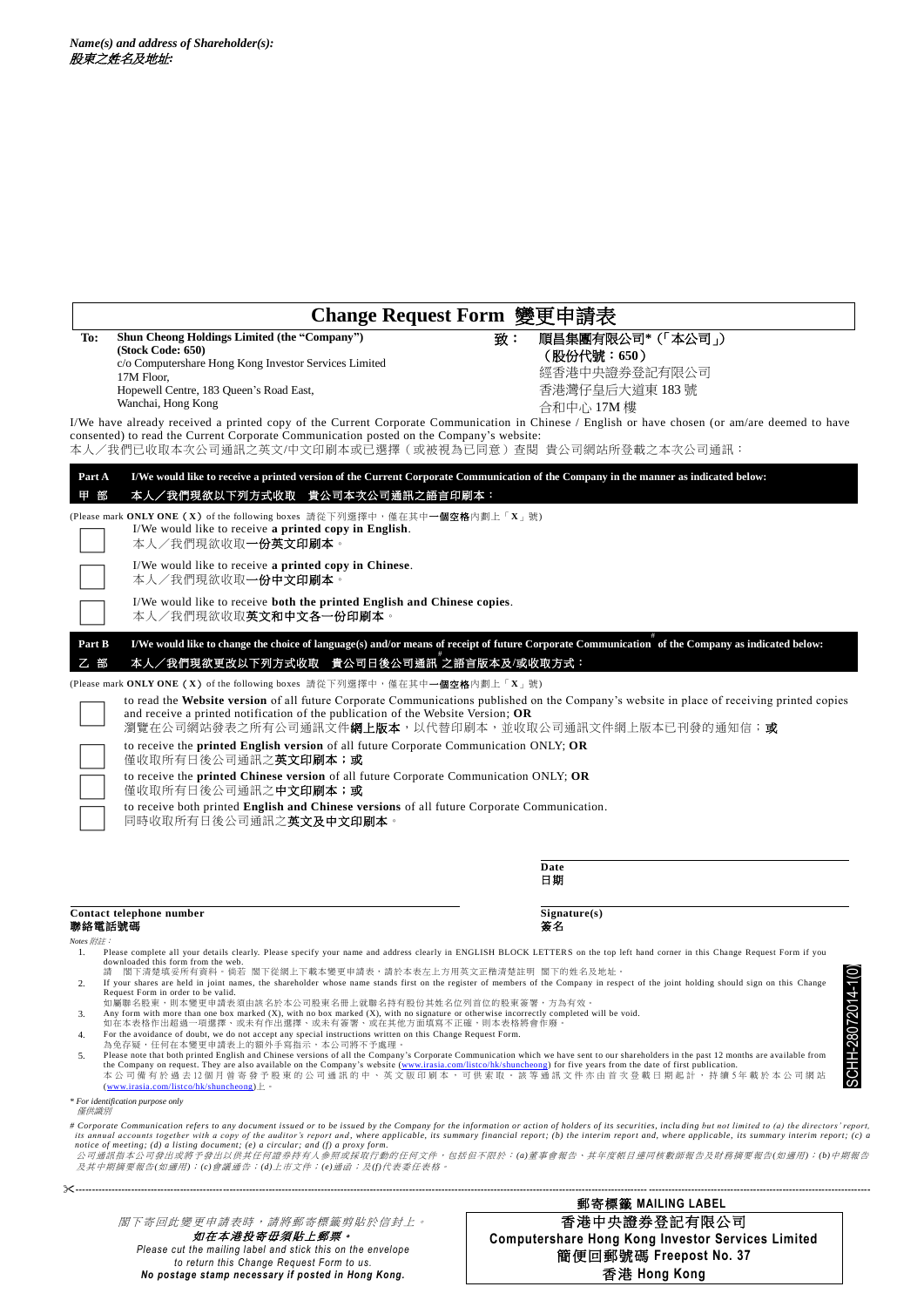***Name(s) and address of Shareholder(s):***
***股東之姓名及地址:***

# Change Request Form 變更申請表

**To:** **Shun Cheong Holdings Limited (the "Company")**
**(Stock Code: 650)**
c/o Computershare Hong Kong Investor Services Limited
17M Floor,
Hopewell Centre, 183 Queen's Road East,
Wanchai, Hong Kong

**致：** **順昌集團有限公司*（「本公司」）**
**（股份代號：650）**
經香港中央證券登記有限公司
香港灣仔皇后大道東 183 號
合和中心 17M 樓

I/We have already received a printed copy of the Current Corporate Communication in Chinese / English or have chosen (or am/are deemed to have consented) to read the Current Corporate Communication posted on the Company's website:
本人／我們已收取本次公司通訊之英文/中文印刷本或已選擇（或被視為已同意）查閱 貴公司網站所登載之本次公司通訊：

**Part A** **I/We would like to receive a printed version of the Current Corporate Communication of the Company in the manner as indicated below:**
**甲 部** **本人／我們現欲以下列方式收取 貴公司本次公司通訊之語言印刷本：**

(Please mark **ONLY ONE** (**X**) of the following boxes 請從下列選擇中，僅在其中**一個空格**內劃上「**X**」號)

- ☐ I/We would like to receive **a printed copy in English**.
  本人／我們現欲收取**一份英文印刷本**。
- ☐ I/We would like to receive **a printed copy in Chinese**.
  本人／我們現欲收取**一份中文印刷本**。
- ☐ I/We would like to receive **both the printed English and Chinese copies**.
  本人／我們現欲收取**英文和中文各一份印刷本**。

**Part B** **I/We would like to change the choice of language(s) and/or means of receipt of future Corporate Communication# of the Company as indicated below:**
**乙 部** **本人／我們現欲更改以下列方式收取 貴公司日後公司通訊#之語言版本及/或收取方式：**

(Please mark **ONLY ONE** (**X**) of the following boxes 請從下列選擇中，僅在其中**一個空格**內劃上「**X**」號)

- ☐ to read the **Website version** of all future Corporate Communications published on the Company's website in place of receiving printed copies and receive a printed notification of the publication of the Website Version; **OR**
  瀏覽在公司網站發表之所有公司通訊文件**網上版本**，以代替印刷本，並收取公司通訊文件網上版本已刊發的通知信；**或**
- ☐ to receive the **printed English version** of all future Corporate Communication ONLY; **OR**
  僅收取所有日後公司通訊之**英文印刷本；或**
- ☐ to receive the **printed Chinese version** of all future Corporate Communication ONLY; **OR**
  僅收取所有日後公司通訊之**中文印刷本；或**
- ☐ to receive both printed **English and Chinese versions** of all future Corporate Communication.
  同時收取所有日後公司通訊之**英文及中文印刷本**。

**Date**
**日期**

**Contact telephone number**
**聯絡電話號碼**

**Signature(s)**
**簽名**

*Notes 附註：*

1. Please complete all your details clearly. Please specify your name and address clearly in ENGLISH BLOCK LETTERS on the top left hand corner in this Change Request Form if you downloaded this form from the web.
   請 閣下清楚填妥所有資料。倘若 閣下從網上下載本變更申請表，請於本表左上方用英文正楷清楚註明 閣下的姓名及地址。
2. If your shares are held in joint names, the shareholder whose name stands first on the register of members of the Company in respect of the joint holding should sign on this Change Request Form in order to be valid.
   如屬聯名股東，則本變更申請表須由該名於本公司股東名冊上就聯名持有股份其姓名位列首位的股東簽署，方為有效。
3. Any form with more than one box marked (X), with no box marked (X), with no signature or otherwise incorrectly completed will be void.
   如在本表格作出超過一項選擇、或未有作出選擇、或未有簽署、或在其他方面填寫不正確，則本表格將會作廢。
4. For the avoidance of doubt, we do not accept any special instructions written on this Change Request Form.
   為免存疑，任何在本變更申請表上的額外手寫指示，本公司將不予處理。
5. Please note that both printed English and Chinese versions of all the Company's Corporate Communication which we have sent to our shareholders in the past 12 months are available from the Company on request. They are also available on the Company's website (www.irasia.com/listco/hk/shuncheong) for five years from the date of first publication.
   本公司備有於過去12個月曾發予股東的公司通訊的中、英文版印刷本，可供索取，該等通訊文件亦由首次登載日期起計，持續5年載於本公司網站(www.irasia.com/listco/hk/shuncheong)上。

*\* For identification purpose only*
*僅供識別*

*# Corporate Communication refers to any document issued or to be issued by the Company for the information or action of holders of its securities, including but not limited to (a) the directors' report, its annual accounts together with a copy of the auditor's report and, where applicable, its summary financial report; (b) the interim report and, where applicable, its summary interim report; (c) a notice of meeting; (d) a listing document; (e) a circular; and (f) a proxy form.*
*公司通訊指本公司發出或將予發出以供其任何證券持有人參照或採取行動的任何文件，包括但不限於：(a)董事會報告、其年度帳目連同核數師報告及財務摘要報告(如適用)；(b)中期報告及其中期摘要報告(如適用)；(c)會議通告；(d)上市文件；(e)通函；及(f)代表委任表格。*

SCHH-28072014-1(0)

---

*閣下寄回此變更申請表時，請將郵寄標籤剪貼於信封上。*
***如在本港投寄毋須貼上郵票。***
*Please cut the mailing label and stick this on the envelope to return this Change Request Form to us.*
***No postage stamp necessary if posted in Hong Kong.***

**郵寄標籤 MAILING LABEL**
**香港中央證券登記有限公司**
**Computershare Hong Kong Investor Services Limited**
**簡便回郵號碼 Freepost No. 37**
**香港 Hong Kong**